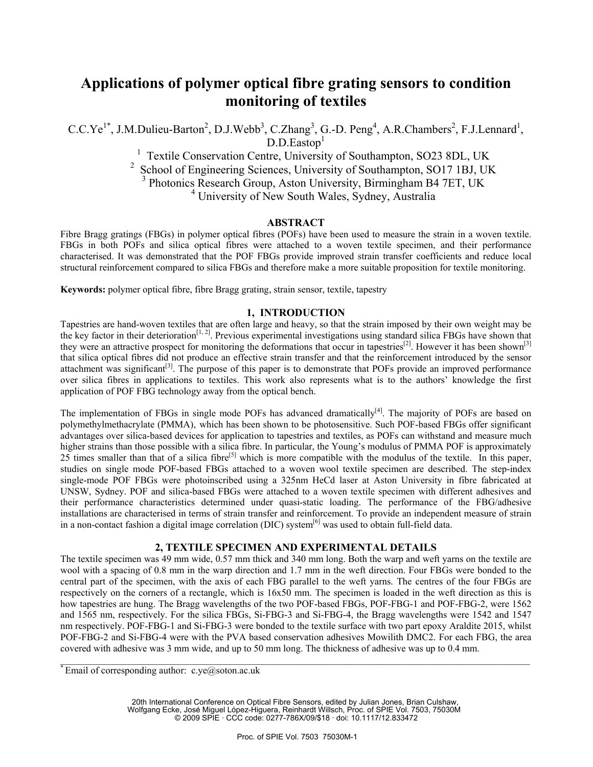# Applications of polymer optical fibre grating sensors to condition monitoring of textiles

C.C.Ye[1*], J.M.Dulieu-Barton[2], D.J.Webb[3], C.Zhang[3], G.-D. Peng[4], A.R.Chambers[2], F.J.Lennard[1], D.D.Eastop[1]

[1] Textile Conservation Centre, University of Southampton, SO23 8DL, UK
[2] School of Engineering Sciences, University of Southampton, SO17 1BJ, UK
[3] Photonics Research Group, Aston University, Birmingham B4 7ET, UK
[4] University of New South Wales, Sydney, Australia

## ABSTRACT

Fibre Bragg gratings (FBGs) in polymer optical fibres (POFs) have been used to measure the strain in a woven textile. FBGs in both POFs and silica optical fibres were attached to a woven textile specimen, and their performance characterised. It was demonstrated that the POF FBGs provide improved strain transfer coefficients and reduce local structural reinforcement compared to silica FBGs and therefore make a more suitable proposition for textile monitoring.

**Keywords:** polymer optical fibre, fibre Bragg grating, strain sensor, textile, tapestry

## 1, INTRODUCTION

Tapestries are hand-woven textiles that are often large and heavy, so that the strain imposed by their own weight may be the key factor in their deterioration[1, 2]. Previous experimental investigations using standard silica FBGs have shown that they were an attractive prospect for monitoring the deformations that occur in tapestries[2]. However it has been shown[3] that silica optical fibres did not produce an effective strain transfer and that the reinforcement introduced by the sensor attachment was significant[3]. The purpose of this paper is to demonstrate that POFs provide an improved performance over silica fibres in applications to textiles. This work also represents what is to the authors' knowledge the first application of POF FBG technology away from the optical bench.

The implementation of FBGs in single mode POFs has advanced dramatically[4]. The majority of POFs are based on polymethylmethacrylate (PMMA), which has been shown to be photosensitive. Such POF-based FBGs offer significant advantages over silica-based devices for application to tapestries and textiles, as POFs can withstand and measure much higher strains than those possible with a silica fibre. In particular, the Young's modulus of PMMA POF is approximately 25 times smaller than that of a silica fibre[5] which is more compatible with the modulus of the textile. In this paper, studies on single mode POF-based FBGs attached to a woven wool textile specimen are described. The step-index single-mode POF FBGs were photoinscribed using a 325nm HeCd laser at Aston University in fibre fabricated at UNSW, Sydney. POF and silica-based FBGs were attached to a woven textile specimen with different adhesives and their performance characteristics determined under quasi-static loading. The performance of the FBG/adhesive installations are characterised in terms of strain transfer and reinforcement. To provide an independent measure of strain in a non-contact fashion a digital image correlation (DIC) system[6] was used to obtain full-field data.

## 2, TEXTILE SPECIMEN AND EXPERIMENTAL DETAILS

The textile specimen was 49 mm wide, 0.57 mm thick and 340 mm long. Both the warp and weft yarns on the textile are wool with a spacing of 0.8 mm in the warp direction and 1.7 mm in the weft direction. Four FBGs were bonded to the central part of the specimen, with the axis of each FBG parallel to the weft yarns. The centres of the four FBGs are respectively on the corners of a rectangle, which is 16x50 mm. The specimen is loaded in the weft direction as this is how tapestries are hung. The Bragg wavelengths of the two POF-based FBGs, POF-FBG-1 and POF-FBG-2, were 1562 and 1565 nm, respectively. For the silica FBGs, Si-FBG-3 and Si-FBG-4, the Bragg wavelengths were 1542 and 1547 nm respectively. POF-FBG-1 and Si-FBG-3 were bonded to the textile surface with two part epoxy Araldite 2015, whilst POF-FBG-2 and Si-FBG-4 were with the PVA based conservation adhesives Mowilith DMC2. For each FBG, the area covered with adhesive was 3 mm wide, and up to 50 mm long. The thickness of adhesive was up to 0.4 mm.

[*] Email of corresponding author: c.ye@soton.ac.uk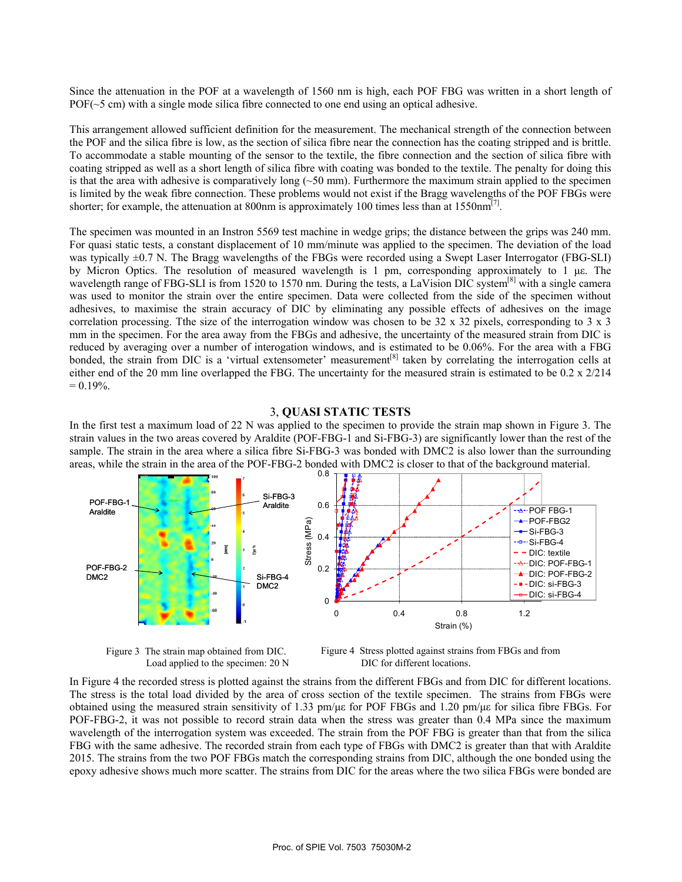Since the attenuation in the POF at a wavelength of 1560 nm is high, each POF FBG was written in a short length of POF(~5 cm) with a single mode silica fibre connected to one end using an optical adhesive.

This arrangement allowed sufficient definition for the measurement. The mechanical strength of the connection between the POF and the silica fibre is low, as the section of silica fibre near the connection has the coating stripped and is brittle. To accommodate a stable mounting of the sensor to the textile, the fibre connection and the section of silica fibre with coating stripped as well as a short length of silica fibre with coating was bonded to the textile. The penalty for doing this is that the area with adhesive is comparatively long (~50 mm). Furthermore the maximum strain applied to the specimen is limited by the weak fibre connection. These problems would not exist if the Bragg wavelengths of the POF FBGs were shorter; for example, the attenuation at 800nm is approximately 100 times less than at 1550nm[7].

The specimen was mounted in an Instron 5569 test machine in wedge grips; the distance between the grips was 240 mm. For quasi static tests, a constant displacement of 10 mm/minute was applied to the specimen. The deviation of the load was typically ±0.7 N. The Bragg wavelengths of the FBGs were recorded using a Swept Laser Interrogator (FBG-SLI) by Micron Optics. The resolution of measured wavelength is 1 pm, corresponding approximately to 1 με. The wavelength range of FBG-SLI is from 1520 to 1570 nm. During the tests, a LaVision DIC system[8] with a single camera was used to monitor the strain over the entire specimen. Data were collected from the side of the specimen without adhesives, to maximise the strain accuracy of DIC by eliminating any possible effects of adhesives on the image correlation processing. Tthe size of the interrogation window was chosen to be 32 x 32 pixels, corresponding to 3 x 3 mm in the specimen. For the area away from the FBGs and adhesive, the uncertainty of the measured strain from DIC is reduced by averaging over a number of interogation windows, and is estimated to be 0.06%. For the area with a FBG bonded, the strain from DIC is a 'virtual extensometer' measurement[8] taken by correlating the interrogation cells at either end of the 20 mm line overlapped the FBG. The uncertainty for the measured strain is estimated to be 0.2 x 2/214 = 0.19%.

## 3, QUASI STATIC TESTS

In the first test a maximum load of 22 N was applied to the specimen to provide the strain map shown in Figure 3. The strain values in the two areas covered by Araldite (POF-FBG-1 and Si-FBG-3) are significantly lower than the rest of the sample. The strain in the area where a silica fibre Si-FBG-3 was bonded with DMC2 is also lower than the surrounding areas, while the strain in the area of the POF-FBG-2 bonded with DMC2 is closer to that of the background material.

Figure 3 The strain map obtained from DIC. Load applied to the specimen: 20 N

Figure 4 Stress plotted against strains from FBGs and from DIC for different locations.

In Figure 4 the recorded stress is plotted against the strains from the different FBGs and from DIC for different locations. The stress is the total load divided by the area of cross section of the textile specimen. The strains from FBGs were obtained using the measured strain sensitivity of 1.33 pm/με for POF FBGs and 1.20 pm/με for silica fibre FBGs. For POF-FBG-2, it was not possible to record strain data when the stress was greater than 0.4 MPa since the maximum wavelength of the interrogation system was exceeded. The strain from the POF FBG is greater than that from the silica FBG with the same adhesive. The recorded strain from each type of FBGs with DMC2 is greater than that with Araldite 2015. The strains from the two POF FBGs match the corresponding strains from DIC, although the one bonded using the epoxy adhesive shows much more scatter. The strains from DIC for the areas where the two silica FBGs were bonded are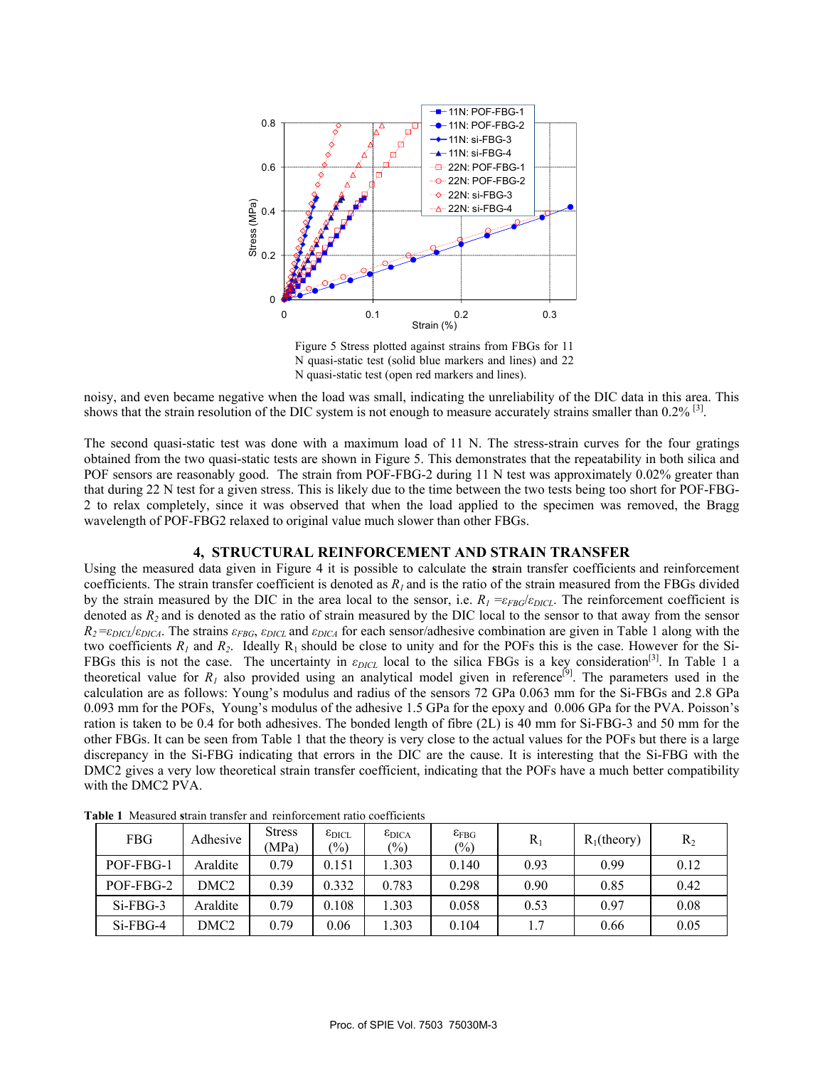Figure 5 Stress plotted against strains from FBGs for 11 N quasi-static test (solid blue markers and lines) and 22 N quasi-static test (open red markers and lines).

noisy, and even became negative when the load was small, indicating the unreliability of the DIC data in this area. This shows that the strain resolution of the DIC system is not enough to measure accurately strains smaller than 0.2% [3].

The second quasi-static test was done with a maximum load of 11 N. The stress-strain curves for the four gratings obtained from the two quasi-static tests are shown in Figure 5. This demonstrates that the repeatability in both silica and POF sensors are reasonably good. The strain from POF-FBG-2 during 11 N test was approximately 0.02% greater than that during 22 N test for a given stress. This is likely due to the time between the two tests being too short for POF-FBG-2 to relax completely, since it was observed that when the load applied to the specimen was removed, the Bragg wavelength of POF-FBG2 relaxed to original value much slower than other FBGs.

## 4, STRUCTURAL REINFORCEMENT AND STRAIN TRANSFER

Using the measured data given in Figure 4 it is possible to calculate the strain transfer coefficients and reinforcement coefficients. The strain transfer coefficient is denoted as $R_1$ and is the ratio of the strain measured from the FBGs divided by the strain measured by the DIC in the area local to the sensor, i.e. $R_1 = \varepsilon_{FBG}/\varepsilon_{DICL}$. The reinforcement coefficient is denoted as $R_2$ and is denoted as the ratio of strain measured by the DIC local to the sensor to that away from the sensor $R_2 = \varepsilon_{DICL}/\varepsilon_{DICA}$. The strains $\varepsilon_{FBG}$, $\varepsilon_{DICL}$ and $\varepsilon_{DICA}$ for each sensor/adhesive combination are given in Table 1 along with the two coefficients $R_1$ and $R_2$. Ideally $R_1$ should be close to unity and for the POFs this is the case. However for the Si-FBGs this is not the case. The uncertainty in $\varepsilon_{DICL}$ local to the silica FBGs is a key consideration[3]. In Table 1 a theoretical value for $R_1$ also provided using an analytical model given in reference[9]. The parameters used in the calculation are as follows: Young's modulus and radius of the sensors 72 GPa 0.063 mm for the Si-FBGs and 2.8 GPa 0.093 mm for the POFs, Young's modulus of the adhesive 1.5 GPa for the epoxy and 0.006 GPa for the PVA. Poisson's ration is taken to be 0.4 for both adhesives. The bonded length of fibre (2L) is 40 mm for Si-FBG-3 and 50 mm for the other FBGs. It can be seen from Table 1 that the theory is very close to the actual values for the POFs but there is a large discrepancy in the Si-FBG indicating that errors in the DIC are the cause. It is interesting that the Si-FBG with the DMC2 gives a very low theoretical strain transfer coefficient, indicating that the POFs have a much better compatibility with the DMC2 PVA.

**Table 1** Measured strain transfer and reinforcement ratio coefficients

| FBG | Adhesive | Stress (MPa) | $\varepsilon_{DICL}$ (%) | $\varepsilon_{DICA}$ (%) | $\varepsilon_{FBG}$ (%) | $R_1$ | $R_1$(theory) | $R_2$ |
|---|---|---|---|---|---|---|---|---|
| POF-FBG-1 | Araldite | 0.79 | 0.151 | 1.303 | 0.140 | 0.93 | 0.99 | 0.12 |
| POF-FBG-2 | DMC2 | 0.39 | 0.332 | 0.783 | 0.298 | 0.90 | 0.85 | 0.42 |
| Si-FBG-3 | Araldite | 0.79 | 0.108 | 1.303 | 0.058 | 0.53 | 0.97 | 0.08 |
| Si-FBG-4 | DMC2 | 0.79 | 0.06 | 1.303 | 0.104 | 1.7 | 0.66 | 0.05 |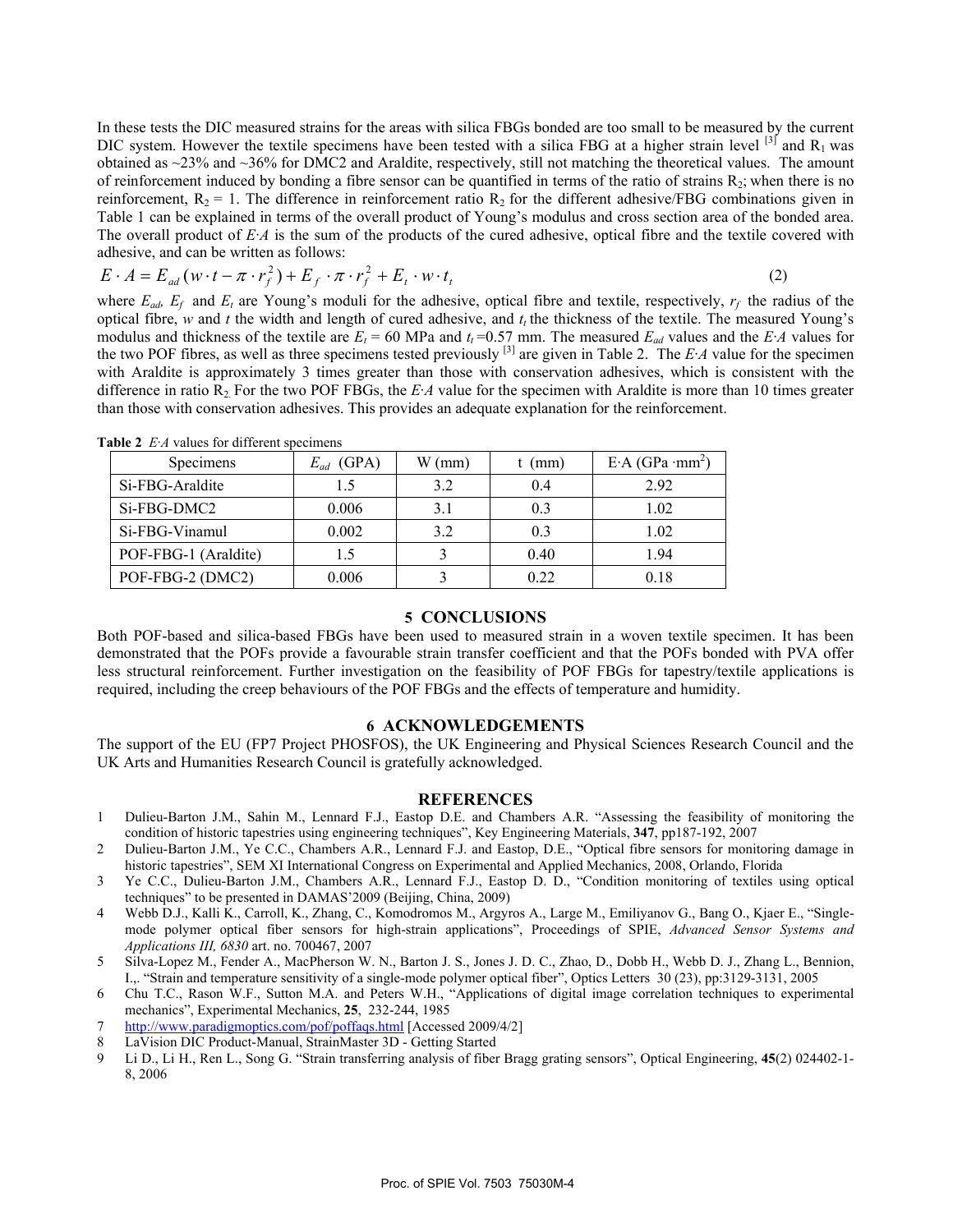In these tests the DIC measured strains for the areas with silica FBGs bonded are too small to be measured by the current DIC system. However the textile specimens have been tested with a silica FBG at a higher strain level [3] and $R_1$ was obtained as ~23% and ~36% for DMC2 and Araldite, respectively, still not matching the theoretical values. The amount of reinforcement induced by bonding a fibre sensor can be quantified in terms of the ratio of strains $R_2$; when there is no reinforcement, $R_2 = 1$. The difference in reinforcement ratio $R_2$ for the different adhesive/FBG combinations given in Table 1 can be explained in terms of the overall product of Young's modulus and cross section area of the bonded area. The overall product of $E{\cdot}A$ is the sum of the products of the cured adhesive, optical fibre and the textile covered with adhesive, and can be written as follows:

$$E \cdot A = E_{ad}(w \cdot t - \pi \cdot r_f^2) + E_f \cdot \pi \cdot r_f^2 + E_t \cdot w \cdot t_t \tag{2}$$

where $E_{ad}$, $E_f$ and $E_t$ are Young's moduli for the adhesive, optical fibre and textile, respectively, $r_f$ the radius of the optical fibre, $w$ and $t$ the width and length of cured adhesive, and $t_t$ the thickness of the textile. The measured Young's modulus and thickness of the textile are $E_t$ = 60 MPa and $t_t$=0.57 mm. The measured $E_{ad}$ values and the $E{\cdot}A$ values for the two POF fibres, as well as three specimens tested previously [3] are given in Table 2. The $E{\cdot}A$ value for the specimen with Araldite is approximately 3 times greater than those with conservation adhesives, which is consistent with the difference in ratio $R_2$. For the two POF FBGs, the $E{\cdot}A$ value for the specimen with Araldite is more than 10 times greater than those with conservation adhesives. This provides an adequate explanation for the reinforcement.

**Table 2** *E·A* values for different specimens

| Specimens | $E_{ad}$ (GPA) | W (mm) | t (mm) | E·A (GPa ·mm$^2$) |
|---|---|---|---|---|
| Si-FBG-Araldite | 1.5 | 3.2 | 0.4 | 2.92 |
| Si-FBG-DMC2 | 0.006 | 3.1 | 0.3 | 1.02 |
| Si-FBG-Vinamul | 0.002 | 3.2 | 0.3 | 1.02 |
| POF-FBG-1 (Araldite) | 1.5 | 3 | 0.40 | 1.94 |
| POF-FBG-2 (DMC2) | 0.006 | 3 | 0.22 | 0.18 |

## 5 CONCLUSIONS

Both POF-based and silica-based FBGs have been used to measured strain in a woven textile specimen. It has been demonstrated that the POFs provide a favourable strain transfer coefficient and that the POFs bonded with PVA offer less structural reinforcement. Further investigation on the feasibility of POF FBGs for tapestry/textile applications is required, including the creep behaviours of the POF FBGs and the effects of temperature and humidity.

## 6 ACKNOWLEDGEMENTS

The support of the EU (FP7 Project PHOSFOS), the UK Engineering and Physical Sciences Research Council and the UK Arts and Humanities Research Council is gratefully acknowledged.

## REFERENCES

1. Dulieu-Barton J.M., Sahin M., Lennard F.J., Eastop D.E. and Chambers A.R. "Assessing the feasibility of monitoring the condition of historic tapestries using engineering techniques", Key Engineering Materials, **347**, pp187-192, 2007
2. Dulieu-Barton J.M., Ye C.C., Chambers A.R., Lennard F.J. and Eastop, D.E., "Optical fibre sensors for monitoring damage in historic tapestries", SEM XI International Congress on Experimental and Applied Mechanics, 2008, Orlando, Florida
3. Ye C.C., Dulieu-Barton J.M., Chambers A.R., Lennard F.J., Eastop D. D., "Condition monitoring of textiles using optical techniques" to be presented in DAMAS'2009 (Beijing, China, 2009)
4. Webb D.J., Kalli K., Carroll, K., Zhang, C., Komodromos M., Argyros A., Large M., Emiliyanov G., Bang O., Kjaer E., "Single-mode polymer optical fiber sensors for high-strain applications", Proceedings of SPIE, *Advanced Sensor Systems and Applications III, 6830* art. no. 700467, 2007
5. Silva-Lopez M., Fender A., MacPherson W. N., Barton J. S., Jones J. D. C., Zhao, D., Dobb H., Webb D. J., Zhang L., Bennion, I.,. "Strain and temperature sensitivity of a single-mode polymer optical fiber", Optics Letters 30 (23), pp:3129-3131, 2005
6. Chu T.C., Rason W.F., Sutton M.A. and Peters W.H., "Applications of digital image correlation techniques to experimental mechanics", Experimental Mechanics, **25**, 232-244, 1985
7. http://www.paradigmoptics.com/pof/poffaqs.html [Accessed 2009/4/2]
8. LaVision DIC Product-Manual, StrainMaster 3D - Getting Started
9. Li D., Li H., Ren L., Song G. "Strain transferring analysis of fiber Bragg grating sensors", Optical Engineering, **45**(2) 024402-1-8, 2006